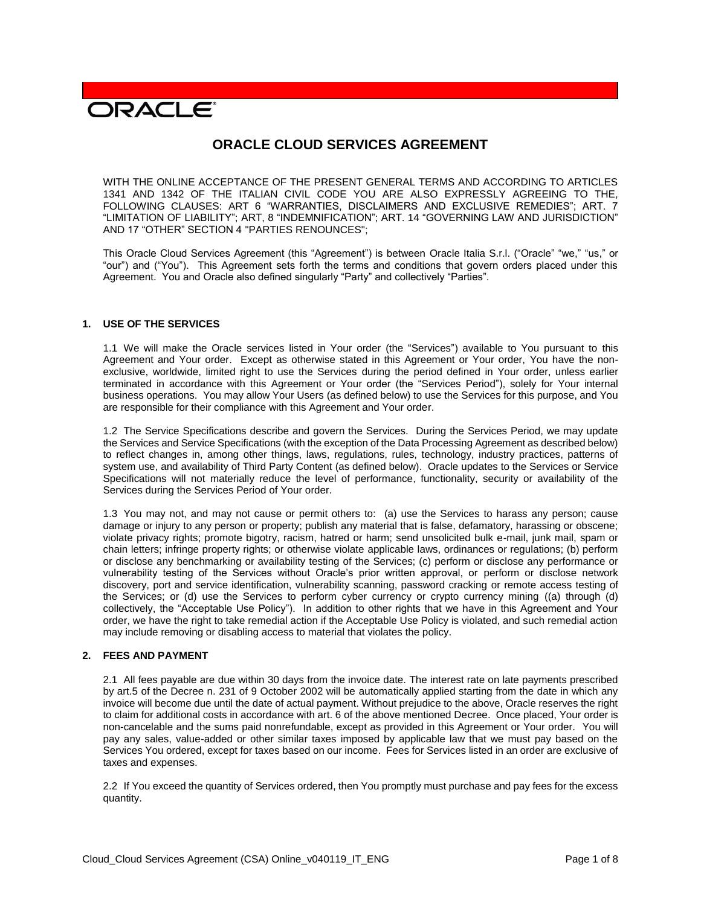ORACLE

# ORACLE CLOUD SERVICES AGREEMENT

WITH THE ONLINE ACCEPTANCE OF THE PRESENT GENERAL TERMS AND ACCORDING TO ARTICLES 1341 AND 1342 OF THE ITALIAN CIVIL CODE YOU ARE ALSO EXPRESSLY AGREEING TO THE, FOLLOWING CLAUSES: ART 6 "WARRANTIES, DISCLAIMERS AND EXCLUSIVE REMEDIES"; ART. 7 "LIMITATION OF LIABILITY"; ART, 8 "INDEMNIFICATION"; ART. 14 "GOVERNING LAW AND JURISDICTION" AND 17 "OTHER" SECTION 4 "PARTIES RENOUNCES";

This Oracle Cloud Services Agreement (this "Agreement") is between Oracle Italia S.r.l. ("Oracle" "we," "us," or "our") and ("You"). This Agreement sets forth the terms and conditions that govern orders placed under this Agreement. You and Oracle also defined singularly "Party" and collectively "Parties".

## 1. USE OF THE SERVICES

1.1 We will make the Oracle services listed in Your order (the "Services") available to You pursuant to this Agreement and Your order. Except as otherwise stated in this Agreement or Your order, You have the non-exclusive, worldwide, limited right to use the Services during the period defined in Your order, unless earlier terminated in accordance with this Agreement or Your order (the "Services Period"), solely for Your internal business operations. You may allow Your Users (as defined below) to use the Services for this purpose, and You are responsible for their compliance with this Agreement and Your order.

1.2 The Service Specifications describe and govern the Services. During the Services Period, we may update the Services and Service Specifications (with the exception of the Data Processing Agreement as described below) to reflect changes in, among other things, laws, regulations, rules, technology, industry practices, patterns of system use, and availability of Third Party Content (as defined below). Oracle updates to the Services or Service Specifications will not materially reduce the level of performance, functionality, security or availability of the Services during the Services Period of Your order.

1.3 You may not, and may not cause or permit others to: (a) use the Services to harass any person; cause damage or injury to any person or property; publish any material that is false, defamatory, harassing or obscene; violate privacy rights; promote bigotry, racism, hatred or harm; send unsolicited bulk e-mail, junk mail, spam or chain letters; infringe property rights; or otherwise violate applicable laws, ordinances or regulations; (b) perform or disclose any benchmarking or availability testing of the Services; (c) perform or disclose any performance or vulnerability testing of the Services without Oracle's prior written approval, or perform or disclose network discovery, port and service identification, vulnerability scanning, password cracking or remote access testing of the Services; or (d) use the Services to perform cyber currency or crypto currency mining ((a) through (d) collectively, the "Acceptable Use Policy"). In addition to other rights that we have in this Agreement and Your order, we have the right to take remedial action if the Acceptable Use Policy is violated, and such remedial action may include removing or disabling access to material that violates the policy.

## 2. FEES AND PAYMENT

2.1 All fees payable are due within 30 days from the invoice date. The interest rate on late payments prescribed by art.5 of the Decree n. 231 of 9 October 2002 will be automatically applied starting from the date in which any invoice will become due until the date of actual payment. Without prejudice to the above, Oracle reserves the right to claim for additional costs in accordance with art. 6 of the above mentioned Decree. Once placed, Your order is non-cancelable and the sums paid nonrefundable, except as provided in this Agreement or Your order. You will pay any sales, value-added or other similar taxes imposed by applicable law that we must pay based on the Services You ordered, except for taxes based on our income. Fees for Services listed in an order are exclusive of taxes and expenses.

2.2 If You exceed the quantity of Services ordered, then You promptly must purchase and pay fees for the excess quantity.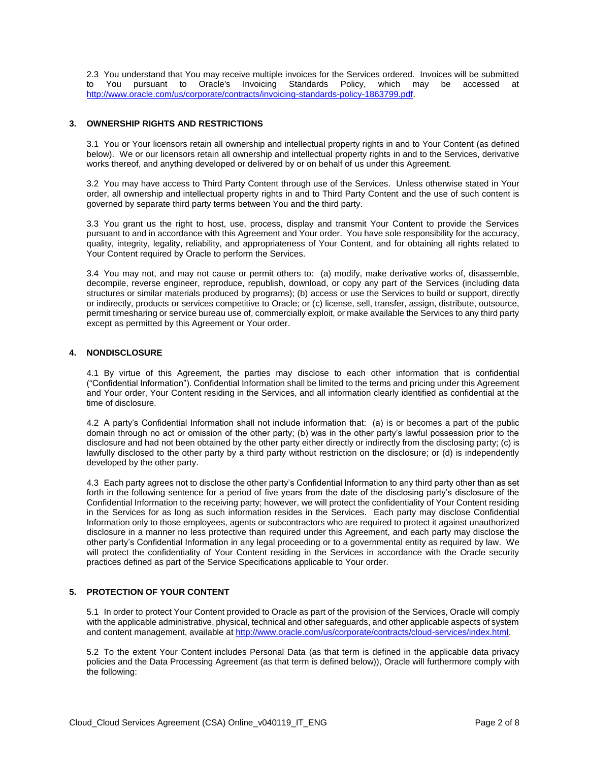2.3 You understand that You may receive multiple invoices for the Services ordered. Invoices will be submitted to You pursuant to Oracle's Invoicing Standards Policy, which may be accessed at http://www.oracle.com/us/corporate/contracts/invoicing-standards-policy-1863799.pdf.

## 3. OWNERSHIP RIGHTS AND RESTRICTIONS

3.1 You or Your licensors retain all ownership and intellectual property rights in and to Your Content (as defined below). We or our licensors retain all ownership and intellectual property rights in and to the Services, derivative works thereof, and anything developed or delivered by or on behalf of us under this Agreement.

3.2 You may have access to Third Party Content through use of the Services. Unless otherwise stated in Your order, all ownership and intellectual property rights in and to Third Party Content and the use of such content is governed by separate third party terms between You and the third party.

3.3 You grant us the right to host, use, process, display and transmit Your Content to provide the Services pursuant to and in accordance with this Agreement and Your order. You have sole responsibility for the accuracy, quality, integrity, legality, reliability, and appropriateness of Your Content, and for obtaining all rights related to Your Content required by Oracle to perform the Services.

3.4 You may not, and may not cause or permit others to: (a) modify, make derivative works of, disassemble, decompile, reverse engineer, reproduce, republish, download, or copy any part of the Services (including data structures or similar materials produced by programs); (b) access or use the Services to build or support, directly or indirectly, products or services competitive to Oracle; or (c) license, sell, transfer, assign, distribute, outsource, permit timesharing or service bureau use of, commercially exploit, or make available the Services to any third party except as permitted by this Agreement or Your order.

## 4. NONDISCLOSURE

4.1 By virtue of this Agreement, the parties may disclose to each other information that is confidential ("Confidential Information"). Confidential Information shall be limited to the terms and pricing under this Agreement and Your order, Your Content residing in the Services, and all information clearly identified as confidential at the time of disclosure.

4.2 A party's Confidential Information shall not include information that: (a) is or becomes a part of the public domain through no act or omission of the other party; (b) was in the other party's lawful possession prior to the disclosure and had not been obtained by the other party either directly or indirectly from the disclosing party; (c) is lawfully disclosed to the other party by a third party without restriction on the disclosure; or (d) is independently developed by the other party.

4.3 Each party agrees not to disclose the other party's Confidential Information to any third party other than as set forth in the following sentence for a period of five years from the date of the disclosing party's disclosure of the Confidential Information to the receiving party; however, we will protect the confidentiality of Your Content residing in the Services for as long as such information resides in the Services. Each party may disclose Confidential Information only to those employees, agents or subcontractors who are required to protect it against unauthorized disclosure in a manner no less protective than required under this Agreement, and each party may disclose the other party's Confidential Information in any legal proceeding or to a governmental entity as required by law. We will protect the confidentiality of Your Content residing in the Services in accordance with the Oracle security practices defined as part of the Service Specifications applicable to Your order.

## 5. PROTECTION OF YOUR CONTENT

5.1 In order to protect Your Content provided to Oracle as part of the provision of the Services, Oracle will comply with the applicable administrative, physical, technical and other safeguards, and other applicable aspects of system and content management, available at http://www.oracle.com/us/corporate/contracts/cloud-services/index.html.

5.2 To the extent Your Content includes Personal Data (as that term is defined in the applicable data privacy policies and the Data Processing Agreement (as that term is defined below)), Oracle will furthermore comply with the following: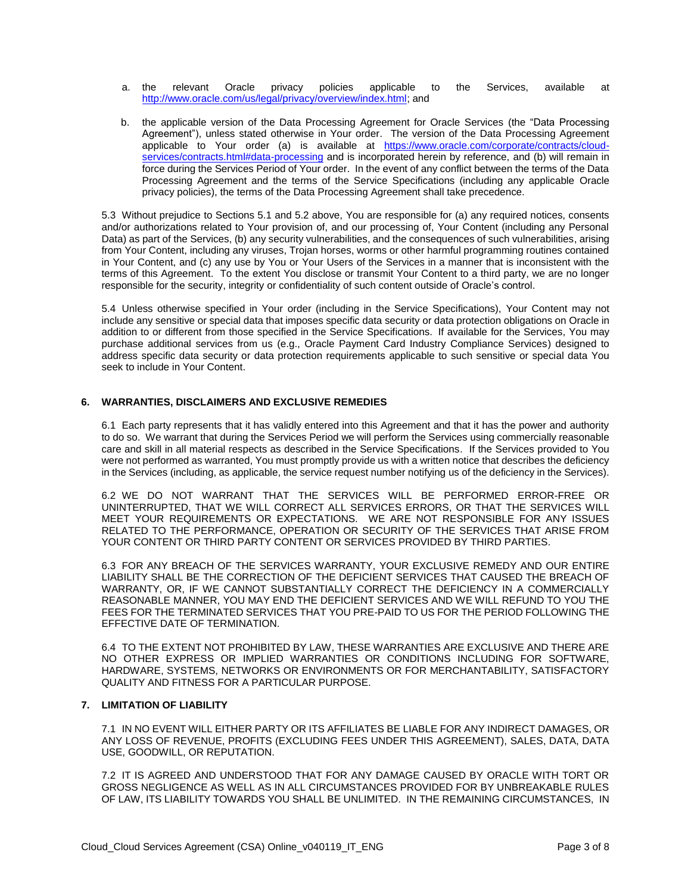a. the relevant Oracle privacy policies applicable to the Services, available at http://www.oracle.com/us/legal/privacy/overview/index.html; and

b. the applicable version of the Data Processing Agreement for Oracle Services (the "Data Processing Agreement"), unless stated otherwise in Your order. The version of the Data Processing Agreement applicable to Your order (a) is available at https://www.oracle.com/corporate/contracts/cloud-services/contracts.html#data-processing and is incorporated herein by reference, and (b) will remain in force during the Services Period of Your order. In the event of any conflict between the terms of the Data Processing Agreement and the terms of the Service Specifications (including any applicable Oracle privacy policies), the terms of the Data Processing Agreement shall take precedence.

5.3 Without prejudice to Sections 5.1 and 5.2 above, You are responsible for (a) any required notices, consents and/or authorizations related to Your provision of, and our processing of, Your Content (including any Personal Data) as part of the Services, (b) any security vulnerabilities, and the consequences of such vulnerabilities, arising from Your Content, including any viruses, Trojan horses, worms or other harmful programming routines contained in Your Content, and (c) any use by You or Your Users of the Services in a manner that is inconsistent with the terms of this Agreement. To the extent You disclose or transmit Your Content to a third party, we are no longer responsible for the security, integrity or confidentiality of such content outside of Oracle's control.

5.4 Unless otherwise specified in Your order (including in the Service Specifications), Your Content may not include any sensitive or special data that imposes specific data security or data protection obligations on Oracle in addition to or different from those specified in the Service Specifications. If available for the Services, You may purchase additional services from us (e.g., Oracle Payment Card Industry Compliance Services) designed to address specific data security or data protection requirements applicable to such sensitive or special data You seek to include in Your Content.

## 6. WARRANTIES, DISCLAIMERS AND EXCLUSIVE REMEDIES

6.1 Each party represents that it has validly entered into this Agreement and that it has the power and authority to do so. We warrant that during the Services Period we will perform the Services using commercially reasonable care and skill in all material respects as described in the Service Specifications. If the Services provided to You were not performed as warranted, You must promptly provide us with a written notice that describes the deficiency in the Services (including, as applicable, the service request number notifying us of the deficiency in the Services).

6.2 WE DO NOT WARRANT THAT THE SERVICES WILL BE PERFORMED ERROR-FREE OR UNINTERRUPTED, THAT WE WILL CORRECT ALL SERVICES ERRORS, OR THAT THE SERVICES WILL MEET YOUR REQUIREMENTS OR EXPECTATIONS. WE ARE NOT RESPONSIBLE FOR ANY ISSUES RELATED TO THE PERFORMANCE, OPERATION OR SECURITY OF THE SERVICES THAT ARISE FROM YOUR CONTENT OR THIRD PARTY CONTENT OR SERVICES PROVIDED BY THIRD PARTIES.

6.3 FOR ANY BREACH OF THE SERVICES WARRANTY, YOUR EXCLUSIVE REMEDY AND OUR ENTIRE LIABILITY SHALL BE THE CORRECTION OF THE DEFICIENT SERVICES THAT CAUSED THE BREACH OF WARRANTY, OR, IF WE CANNOT SUBSTANTIALLY CORRECT THE DEFICIENCY IN A COMMERCIALLY REASONABLE MANNER, YOU MAY END THE DEFICIENT SERVICES AND WE WILL REFUND TO YOU THE FEES FOR THE TERMINATED SERVICES THAT YOU PRE-PAID TO US FOR THE PERIOD FOLLOWING THE EFFECTIVE DATE OF TERMINATION.

6.4 TO THE EXTENT NOT PROHIBITED BY LAW, THESE WARRANTIES ARE EXCLUSIVE AND THERE ARE NO OTHER EXPRESS OR IMPLIED WARRANTIES OR CONDITIONS INCLUDING FOR SOFTWARE, HARDWARE, SYSTEMS, NETWORKS OR ENVIRONMENTS OR FOR MERCHANTABILITY, SATISFACTORY QUALITY AND FITNESS FOR A PARTICULAR PURPOSE.

## 7. LIMITATION OF LIABILITY

7.1 IN NO EVENT WILL EITHER PARTY OR ITS AFFILIATES BE LIABLE FOR ANY INDIRECT DAMAGES, OR ANY LOSS OF REVENUE, PROFITS (EXCLUDING FEES UNDER THIS AGREEMENT), SALES, DATA, DATA USE, GOODWILL, OR REPUTATION.

7.2 IT IS AGREED AND UNDERSTOOD THAT FOR ANY DAMAGE CAUSED BY ORACLE WITH TORT OR GROSS NEGLIGENCE AS WELL AS IN ALL CIRCUMSTANCES PROVIDED FOR BY UNBREAKABLE RULES OF LAW, ITS LIABILITY TOWARDS YOU SHALL BE UNLIMITED. IN THE REMAINING CIRCUMSTANCES, IN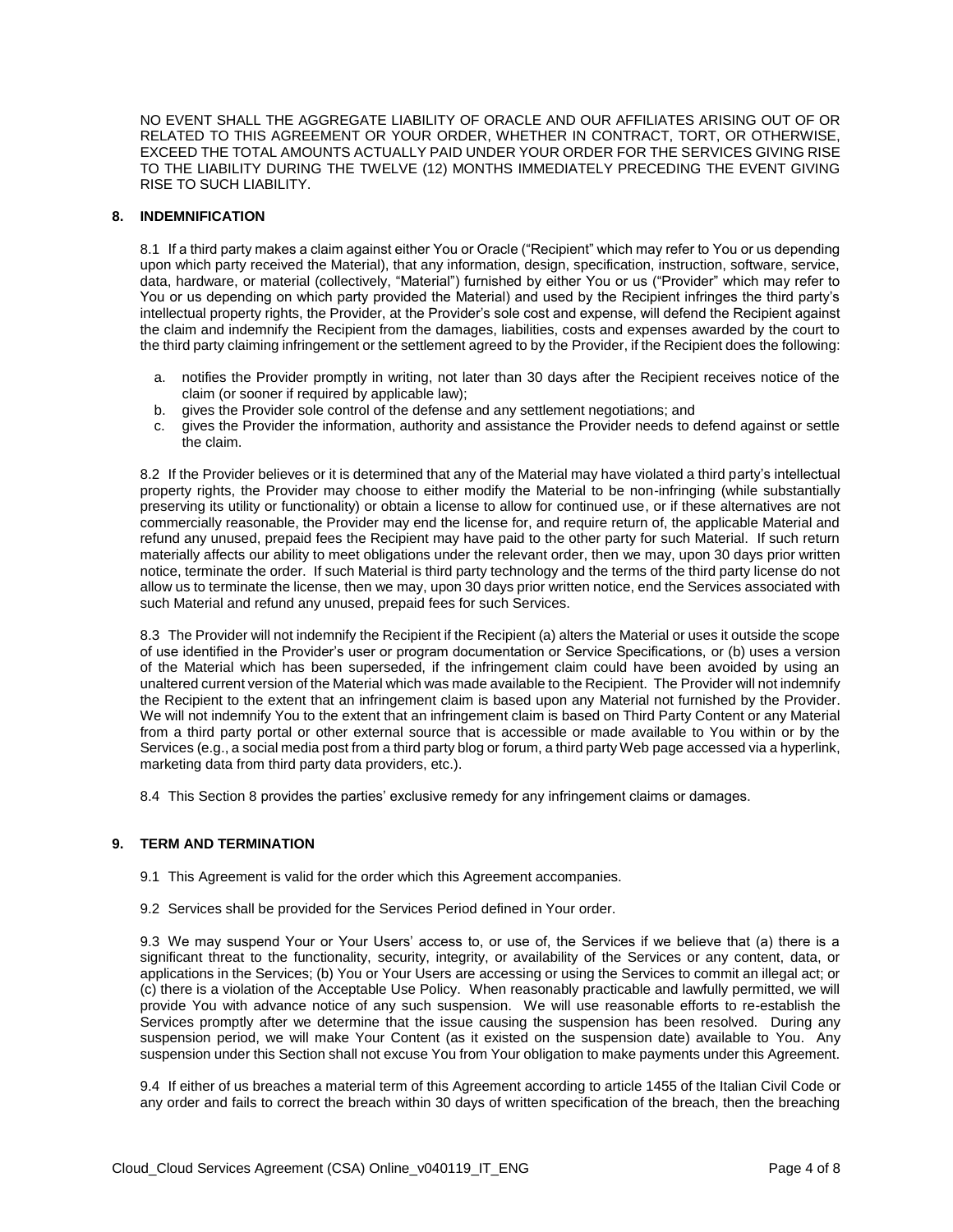NO EVENT SHALL THE AGGREGATE LIABILITY OF ORACLE AND OUR AFFILIATES ARISING OUT OF OR RELATED TO THIS AGREEMENT OR YOUR ORDER, WHETHER IN CONTRACT, TORT, OR OTHERWISE, EXCEED THE TOTAL AMOUNTS ACTUALLY PAID UNDER YOUR ORDER FOR THE SERVICES GIVING RISE TO THE LIABILITY DURING THE TWELVE (12) MONTHS IMMEDIATELY PRECEDING THE EVENT GIVING RISE TO SUCH LIABILITY.

## 8. INDEMNIFICATION

8.1 If a third party makes a claim against either You or Oracle ("Recipient" which may refer to You or us depending upon which party received the Material), that any information, design, specification, instruction, software, service, data, hardware, or material (collectively, "Material") furnished by either You or us ("Provider" which may refer to You or us depending on which party provided the Material) and used by the Recipient infringes the third party's intellectual property rights, the Provider, at the Provider's sole cost and expense, will defend the Recipient against the claim and indemnify the Recipient from the damages, liabilities, costs and expenses awarded by the court to the third party claiming infringement or the settlement agreed to by the Provider, if the Recipient does the following:

a. notifies the Provider promptly in writing, not later than 30 days after the Recipient receives notice of the claim (or sooner if required by applicable law);
b. gives the Provider sole control of the defense and any settlement negotiations; and
c. gives the Provider the information, authority and assistance the Provider needs to defend against or settle the claim.

8.2 If the Provider believes or it is determined that any of the Material may have violated a third party's intellectual property rights, the Provider may choose to either modify the Material to be non-infringing (while substantially preserving its utility or functionality) or obtain a license to allow for continued use, or if these alternatives are not commercially reasonable, the Provider may end the license for, and require return of, the applicable Material and refund any unused, prepaid fees the Recipient may have paid to the other party for such Material. If such return materially affects our ability to meet obligations under the relevant order, then we may, upon 30 days prior written notice, terminate the order. If such Material is third party technology and the terms of the third party license do not allow us to terminate the license, then we may, upon 30 days prior written notice, end the Services associated with such Material and refund any unused, prepaid fees for such Services.

8.3 The Provider will not indemnify the Recipient if the Recipient (a) alters the Material or uses it outside the scope of use identified in the Provider's user or program documentation or Service Specifications, or (b) uses a version of the Material which has been superseded, if the infringement claim could have been avoided by using an unaltered current version of the Material which was made available to the Recipient. The Provider will not indemnify the Recipient to the extent that an infringement claim is based upon any Material not furnished by the Provider. We will not indemnify You to the extent that an infringement claim is based on Third Party Content or any Material from a third party portal or other external source that is accessible or made available to You within or by the Services (e.g., a social media post from a third party blog or forum, a third party Web page accessed via a hyperlink, marketing data from third party data providers, etc.).

8.4 This Section 8 provides the parties' exclusive remedy for any infringement claims or damages.

## 9. TERM AND TERMINATION

9.1 This Agreement is valid for the order which this Agreement accompanies.

9.2 Services shall be provided for the Services Period defined in Your order.

9.3 We may suspend Your or Your Users' access to, or use of, the Services if we believe that (a) there is a significant threat to the functionality, security, integrity, or availability of the Services or any content, data, or applications in the Services; (b) You or Your Users are accessing or using the Services to commit an illegal act; or (c) there is a violation of the Acceptable Use Policy. When reasonably practicable and lawfully permitted, we will provide You with advance notice of any such suspension. We will use reasonable efforts to re-establish the Services promptly after we determine that the issue causing the suspension has been resolved. During any suspension period, we will make Your Content (as it existed on the suspension date) available to You. Any suspension under this Section shall not excuse You from Your obligation to make payments under this Agreement.

9.4 If either of us breaches a material term of this Agreement according to article 1455 of the Italian Civil Code or any order and fails to correct the breach within 30 days of written specification of the breach, then the breaching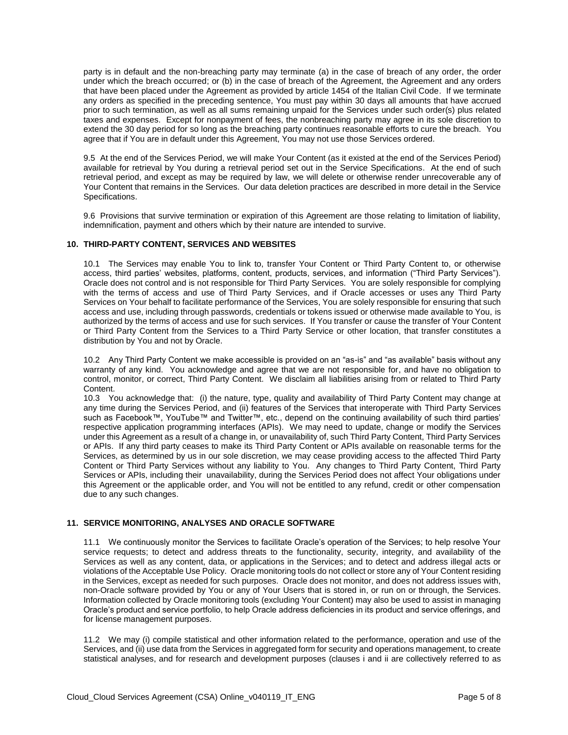party is in default and the non-breaching party may terminate (a) in the case of breach of any order, the order under which the breach occurred; or (b) in the case of breach of the Agreement, the Agreement and any orders that have been placed under the Agreement as provided by article 1454 of the Italian Civil Code. If we terminate any orders as specified in the preceding sentence, You must pay within 30 days all amounts that have accrued prior to such termination, as well as all sums remaining unpaid for the Services under such order(s) plus related taxes and expenses. Except for nonpayment of fees, the nonbreaching party may agree in its sole discretion to extend the 30 day period for so long as the breaching party continues reasonable efforts to cure the breach. You agree that if You are in default under this Agreement, You may not use those Services ordered.

9.5 At the end of the Services Period, we will make Your Content (as it existed at the end of the Services Period) available for retrieval by You during a retrieval period set out in the Service Specifications. At the end of such retrieval period, and except as may be required by law, we will delete or otherwise render unrecoverable any of Your Content that remains in the Services. Our data deletion practices are described in more detail in the Service Specifications.

9.6 Provisions that survive termination or expiration of this Agreement are those relating to limitation of liability, indemnification, payment and others which by their nature are intended to survive.

## 10. THIRD-PARTY CONTENT, SERVICES AND WEBSITES

10.1 The Services may enable You to link to, transfer Your Content or Third Party Content to, or otherwise access, third parties' websites, platforms, content, products, services, and information ("Third Party Services"). Oracle does not control and is not responsible for Third Party Services. You are solely responsible for complying with the terms of access and use of Third Party Services, and if Oracle accesses or uses any Third Party Services on Your behalf to facilitate performance of the Services, You are solely responsible for ensuring that such access and use, including through passwords, credentials or tokens issued or otherwise made available to You, is authorized by the terms of access and use for such services. If You transfer or cause the transfer of Your Content or Third Party Content from the Services to a Third Party Service or other location, that transfer constitutes a distribution by You and not by Oracle.

10.2 Any Third Party Content we make accessible is provided on an "as-is" and "as available" basis without any warranty of any kind. You acknowledge and agree that we are not responsible for, and have no obligation to control, monitor, or correct, Third Party Content. We disclaim all liabilities arising from or related to Third Party Content.

10.3 You acknowledge that: (i) the nature, type, quality and availability of Third Party Content may change at any time during the Services Period, and (ii) features of the Services that interoperate with Third Party Services such as Facebook™, YouTube™ and Twitter™, etc., depend on the continuing availability of such third parties' respective application programming interfaces (APIs). We may need to update, change or modify the Services under this Agreement as a result of a change in, or unavailability of, such Third Party Content, Third Party Services or APIs. If any third party ceases to make its Third Party Content or APIs available on reasonable terms for the Services, as determined by us in our sole discretion, we may cease providing access to the affected Third Party Content or Third Party Services without any liability to You. Any changes to Third Party Content, Third Party Services or APIs, including their unavailability, during the Services Period does not affect Your obligations under this Agreement or the applicable order, and You will not be entitled to any refund, credit or other compensation due to any such changes.

## 11. SERVICE MONITORING, ANALYSES AND ORACLE SOFTWARE

11.1 We continuously monitor the Services to facilitate Oracle's operation of the Services; to help resolve Your service requests; to detect and address threats to the functionality, security, integrity, and availability of the Services as well as any content, data, or applications in the Services; and to detect and address illegal acts or violations of the Acceptable Use Policy. Oracle monitoring tools do not collect or store any of Your Content residing in the Services, except as needed for such purposes. Oracle does not monitor, and does not address issues with, non-Oracle software provided by You or any of Your Users that is stored in, or run on or through, the Services. Information collected by Oracle monitoring tools (excluding Your Content) may also be used to assist in managing Oracle's product and service portfolio, to help Oracle address deficiencies in its product and service offerings, and for license management purposes.

11.2 We may (i) compile statistical and other information related to the performance, operation and use of the Services, and (ii) use data from the Services in aggregated form for security and operations management, to create statistical analyses, and for research and development purposes (clauses i and ii are collectively referred to as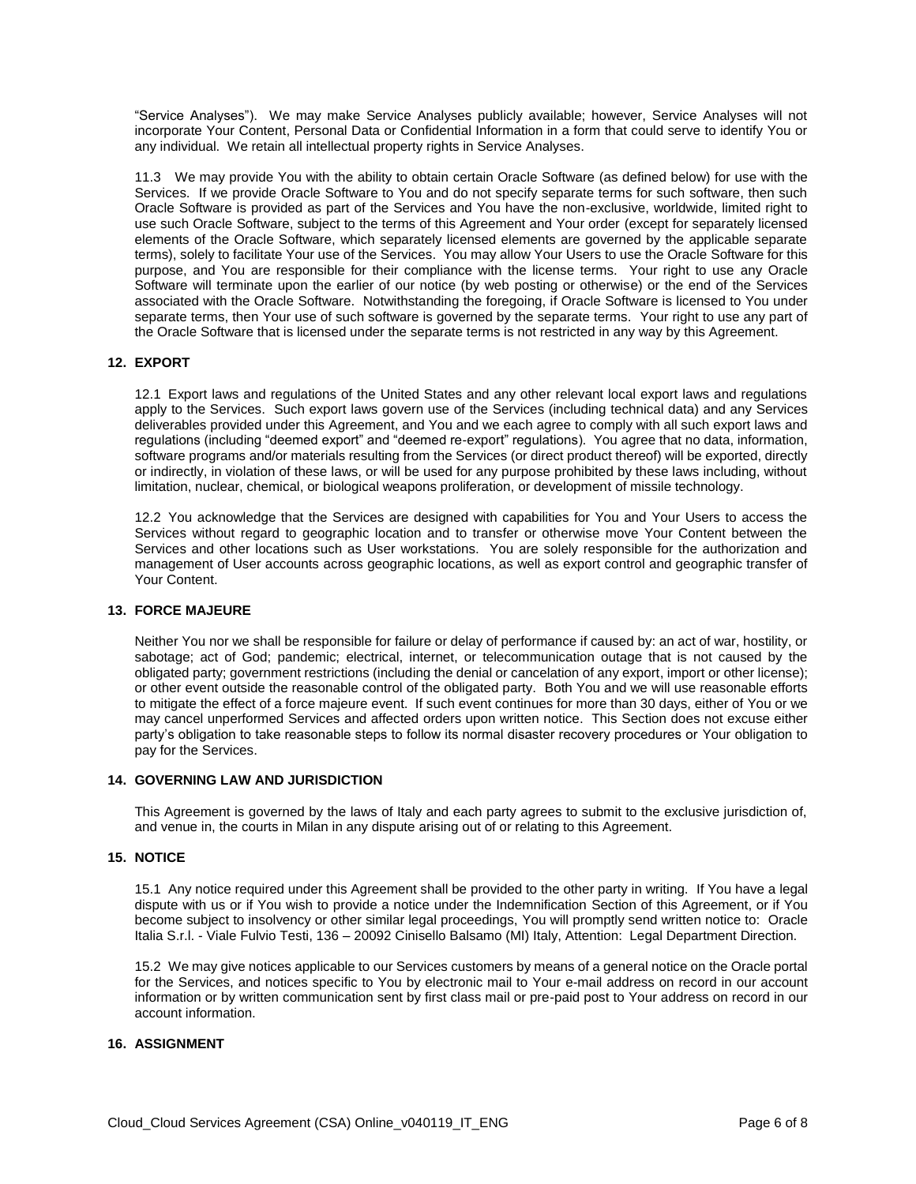"Service Analyses"). We may make Service Analyses publicly available; however, Service Analyses will not incorporate Your Content, Personal Data or Confidential Information in a form that could serve to identify You or any individual. We retain all intellectual property rights in Service Analyses.

11.3 We may provide You with the ability to obtain certain Oracle Software (as defined below) for use with the Services. If we provide Oracle Software to You and do not specify separate terms for such software, then such Oracle Software is provided as part of the Services and You have the non-exclusive, worldwide, limited right to use such Oracle Software, subject to the terms of this Agreement and Your order (except for separately licensed elements of the Oracle Software, which separately licensed elements are governed by the applicable separate terms), solely to facilitate Your use of the Services. You may allow Your Users to use the Oracle Software for this purpose, and You are responsible for their compliance with the license terms. Your right to use any Oracle Software will terminate upon the earlier of our notice (by web posting or otherwise) or the end of the Services associated with the Oracle Software. Notwithstanding the foregoing, if Oracle Software is licensed to You under separate terms, then Your use of such software is governed by the separate terms. Your right to use any part of the Oracle Software that is licensed under the separate terms is not restricted in any way by this Agreement.

## 12. EXPORT

12.1 Export laws and regulations of the United States and any other relevant local export laws and regulations apply to the Services. Such export laws govern use of the Services (including technical data) and any Services deliverables provided under this Agreement, and You and we each agree to comply with all such export laws and regulations (including "deemed export" and "deemed re-export" regulations). You agree that no data, information, software programs and/or materials resulting from the Services (or direct product thereof) will be exported, directly or indirectly, in violation of these laws, or will be used for any purpose prohibited by these laws including, without limitation, nuclear, chemical, or biological weapons proliferation, or development of missile technology.

12.2 You acknowledge that the Services are designed with capabilities for You and Your Users to access the Services without regard to geographic location and to transfer or otherwise move Your Content between the Services and other locations such as User workstations. You are solely responsible for the authorization and management of User accounts across geographic locations, as well as export control and geographic transfer of Your Content.

## 13. FORCE MAJEURE

Neither You nor we shall be responsible for failure or delay of performance if caused by: an act of war, hostility, or sabotage; act of God; pandemic; electrical, internet, or telecommunication outage that is not caused by the obligated party; government restrictions (including the denial or cancelation of any export, import or other license); or other event outside the reasonable control of the obligated party. Both You and we will use reasonable efforts to mitigate the effect of a force majeure event. If such event continues for more than 30 days, either of You or we may cancel unperformed Services and affected orders upon written notice. This Section does not excuse either party's obligation to take reasonable steps to follow its normal disaster recovery procedures or Your obligation to pay for the Services.

## 14. GOVERNING LAW AND JURISDICTION

This Agreement is governed by the laws of Italy and each party agrees to submit to the exclusive jurisdiction of, and venue in, the courts in Milan in any dispute arising out of or relating to this Agreement.

## 15. NOTICE

15.1 Any notice required under this Agreement shall be provided to the other party in writing. If You have a legal dispute with us or if You wish to provide a notice under the Indemnification Section of this Agreement, or if You become subject to insolvency or other similar legal proceedings, You will promptly send written notice to: Oracle Italia S.r.l. - Viale Fulvio Testi, 136 – 20092 Cinisello Balsamo (MI) Italy, Attention: Legal Department Direction.

15.2 We may give notices applicable to our Services customers by means of a general notice on the Oracle portal for the Services, and notices specific to You by electronic mail to Your e-mail address on record in our account information or by written communication sent by first class mail or pre-paid post to Your address on record in our account information.

## 16. ASSIGNMENT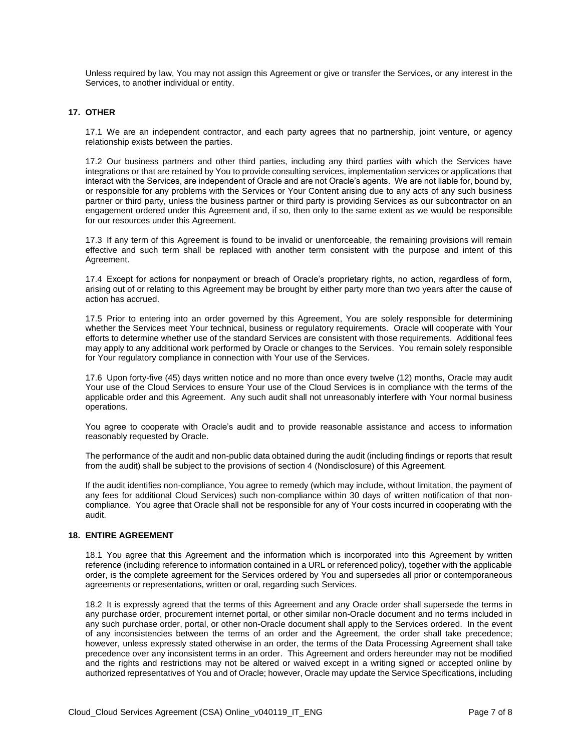Unless required by law, You may not assign this Agreement or give or transfer the Services, or any interest in the Services, to another individual or entity.

## 17. OTHER

17.1 We are an independent contractor, and each party agrees that no partnership, joint venture, or agency relationship exists between the parties.

17.2 Our business partners and other third parties, including any third parties with which the Services have integrations or that are retained by You to provide consulting services, implementation services or applications that interact with the Services, are independent of Oracle and are not Oracle's agents. We are not liable for, bound by, or responsible for any problems with the Services or Your Content arising due to any acts of any such business partner or third party, unless the business partner or third party is providing Services as our subcontractor on an engagement ordered under this Agreement and, if so, then only to the same extent as we would be responsible for our resources under this Agreement.

17.3 If any term of this Agreement is found to be invalid or unenforceable, the remaining provisions will remain effective and such term shall be replaced with another term consistent with the purpose and intent of this Agreement.

17.4 Except for actions for nonpayment or breach of Oracle's proprietary rights, no action, regardless of form, arising out of or relating to this Agreement may be brought by either party more than two years after the cause of action has accrued.

17.5 Prior to entering into an order governed by this Agreement, You are solely responsible for determining whether the Services meet Your technical, business or regulatory requirements. Oracle will cooperate with Your efforts to determine whether use of the standard Services are consistent with those requirements. Additional fees may apply to any additional work performed by Oracle or changes to the Services. You remain solely responsible for Your regulatory compliance in connection with Your use of the Services.

17.6 Upon forty-five (45) days written notice and no more than once every twelve (12) months, Oracle may audit Your use of the Cloud Services to ensure Your use of the Cloud Services is in compliance with the terms of the applicable order and this Agreement. Any such audit shall not unreasonably interfere with Your normal business operations.

You agree to cooperate with Oracle's audit and to provide reasonable assistance and access to information reasonably requested by Oracle.

The performance of the audit and non-public data obtained during the audit (including findings or reports that result from the audit) shall be subject to the provisions of section 4 (Nondisclosure) of this Agreement.

If the audit identifies non-compliance, You agree to remedy (which may include, without limitation, the payment of any fees for additional Cloud Services) such non-compliance within 30 days of written notification of that non-compliance. You agree that Oracle shall not be responsible for any of Your costs incurred in cooperating with the audit.

## 18. ENTIRE AGREEMENT

18.1 You agree that this Agreement and the information which is incorporated into this Agreement by written reference (including reference to information contained in a URL or referenced policy), together with the applicable order, is the complete agreement for the Services ordered by You and supersedes all prior or contemporaneous agreements or representations, written or oral, regarding such Services.

18.2 It is expressly agreed that the terms of this Agreement and any Oracle order shall supersede the terms in any purchase order, procurement internet portal, or other similar non-Oracle document and no terms included in any such purchase order, portal, or other non-Oracle document shall apply to the Services ordered. In the event of any inconsistencies between the terms of an order and the Agreement, the order shall take precedence; however, unless expressly stated otherwise in an order, the terms of the Data Processing Agreement shall take precedence over any inconsistent terms in an order. This Agreement and orders hereunder may not be modified and the rights and restrictions may not be altered or waived except in a writing signed or accepted online by authorized representatives of You and of Oracle; however, Oracle may update the Service Specifications, including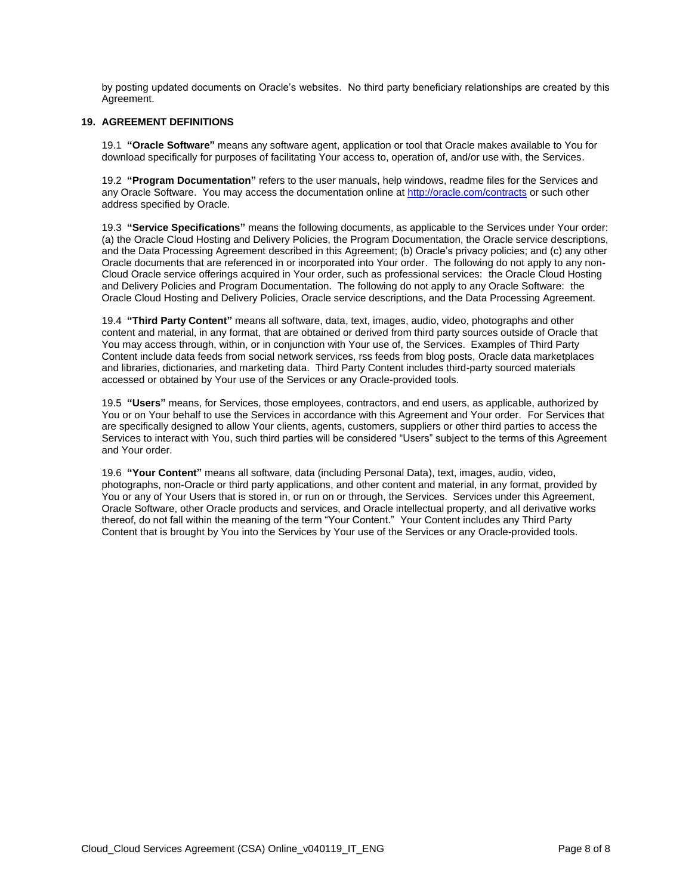by posting updated documents on Oracle's websites. No third party beneficiary relationships are created by this Agreement.

## 19. AGREEMENT DEFINITIONS

19.1 **"Oracle Software"** means any software agent, application or tool that Oracle makes available to You for download specifically for purposes of facilitating Your access to, operation of, and/or use with, the Services.

19.2 **"Program Documentation"** refers to the user manuals, help windows, readme files for the Services and any Oracle Software. You may access the documentation online at [http://oracle.com/contracts](http://oracle.com/contracts) or such other address specified by Oracle.

19.3 **"Service Specifications"** means the following documents, as applicable to the Services under Your order: (a) the Oracle Cloud Hosting and Delivery Policies, the Program Documentation, the Oracle service descriptions, and the Data Processing Agreement described in this Agreement; (b) Oracle's privacy policies; and (c) any other Oracle documents that are referenced in or incorporated into Your order. The following do not apply to any non-Cloud Oracle service offerings acquired in Your order, such as professional services: the Oracle Cloud Hosting and Delivery Policies and Program Documentation. The following do not apply to any Oracle Software: the Oracle Cloud Hosting and Delivery Policies, Oracle service descriptions, and the Data Processing Agreement.

19.4 **"Third Party Content"** means all software, data, text, images, audio, video, photographs and other content and material, in any format, that are obtained or derived from third party sources outside of Oracle that You may access through, within, or in conjunction with Your use of, the Services. Examples of Third Party Content include data feeds from social network services, rss feeds from blog posts, Oracle data marketplaces and libraries, dictionaries, and marketing data. Third Party Content includes third-party sourced materials accessed or obtained by Your use of the Services or any Oracle-provided tools.

19.5 **"Users"** means, for Services, those employees, contractors, and end users, as applicable, authorized by You or on Your behalf to use the Services in accordance with this Agreement and Your order. For Services that are specifically designed to allow Your clients, agents, customers, suppliers or other third parties to access the Services to interact with You, such third parties will be considered "Users" subject to the terms of this Agreement and Your order.

19.6 **"Your Content"** means all software, data (including Personal Data), text, images, audio, video, photographs, non-Oracle or third party applications, and other content and material, in any format, provided by You or any of Your Users that is stored in, or run on or through, the Services. Services under this Agreement, Oracle Software, other Oracle products and services, and Oracle intellectual property, and all derivative works thereof, do not fall within the meaning of the term "Your Content." Your Content includes any Third Party Content that is brought by You into the Services by Your use of the Services or any Oracle-provided tools.